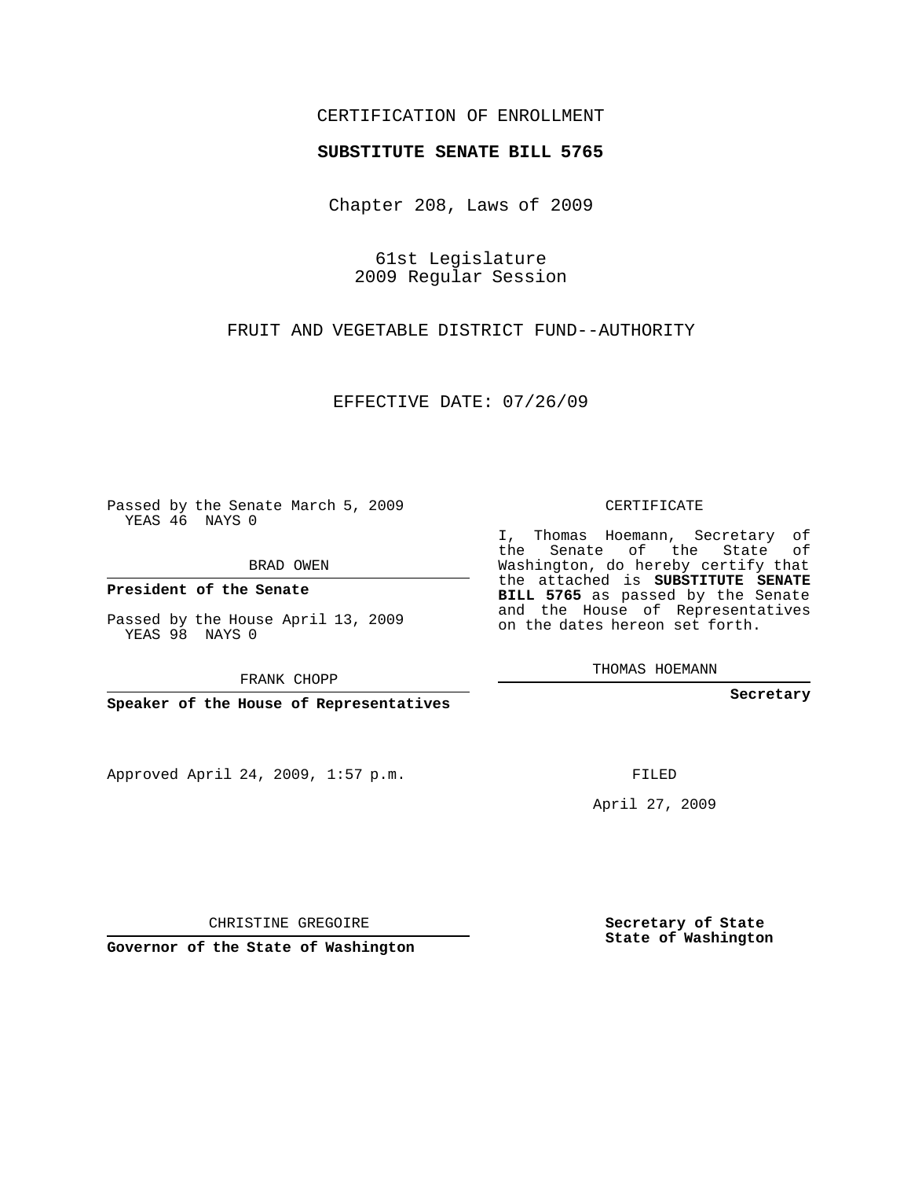CERTIFICATION OF ENROLLMENT

# SUBSTITUTE SENATE BILL 5765

Chapter 208, Laws of 2009

61st Legislature
2009 Regular Session

FRUIT AND VEGETABLE DISTRICT FUND--AUTHORITY

EFFECTIVE DATE: 07/26/09

Passed by the Senate March 5, 2009
YEAS 46 NAYS 0

BRAD OWEN

**President of the Senate**

Passed by the House April 13, 2009
YEAS 98 NAYS 0

FRANK CHOPP

**Speaker of the House of Representatives**

Approved April 24, 2009, 1:57 p.m.

CHRISTINE GREGOIRE

**Governor of the State of Washington**

CERTIFICATE

I, Thomas Hoemann, Secretary of the Senate of the State of Washington, do hereby certify that the attached is **SUBSTITUTE SENATE BILL 5765** as passed by the Senate and the House of Representatives on the dates hereon set forth.

THOMAS HOEMANN

**Secretary**

FILED

April 27, 2009

**Secretary of State**
**State of Washington**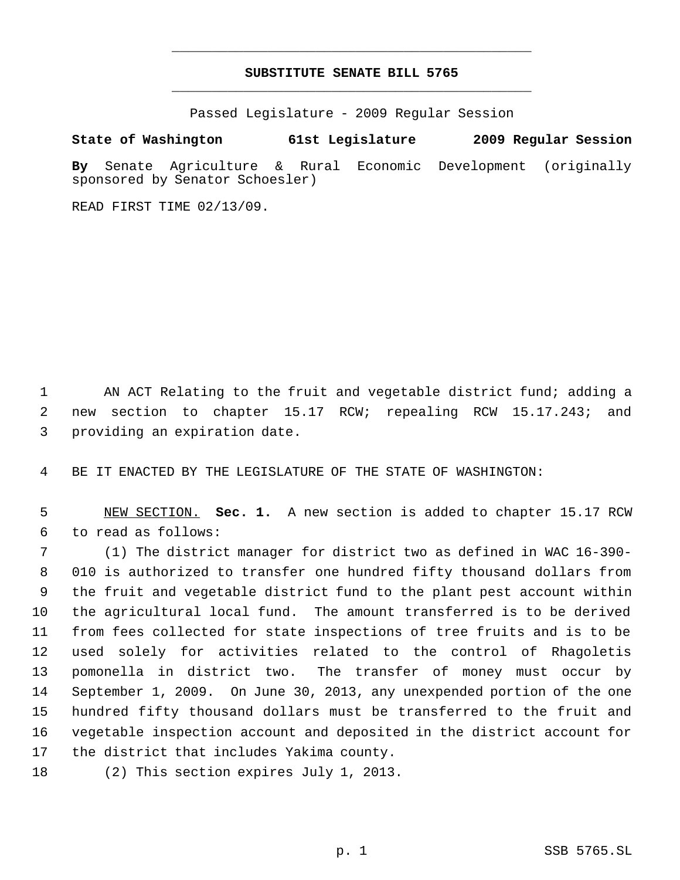**SUBSTITUTE SENATE BILL 5765**

Passed Legislature - 2009 Regular Session

**State of Washington 61st Legislature 2009 Regular Session**

**By** Senate Agriculture & Rural Economic Development (originally sponsored by Senator Schoesler)

READ FIRST TIME 02/13/09.

1 AN ACT Relating to the fruit and vegetable district fund; adding a
2 new section to chapter 15.17 RCW; repealing RCW 15.17.243; and
3 providing an expiration date.

4 BE IT ENACTED BY THE LEGISLATURE OF THE STATE OF WASHINGTON:

5 NEW SECTION. **Sec. 1.** A new section is added to chapter 15.17 RCW
6 to read as follows:

7 (1) The district manager for district two as defined in WAC 16-390-
8 010 is authorized to transfer one hundred fifty thousand dollars from
9 the fruit and vegetable district fund to the plant pest account within
10 the agricultural local fund. The amount transferred is to be derived
11 from fees collected for state inspections of tree fruits and is to be
12 used solely for activities related to the control of Rhagoletis
13 pomonella in district two. The transfer of money must occur by
14 September 1, 2009. On June 30, 2013, any unexpended portion of the one
15 hundred fifty thousand dollars must be transferred to the fruit and
16 vegetable inspection account and deposited in the district account for
17 the district that includes Yakima county.

18 (2) This section expires July 1, 2013.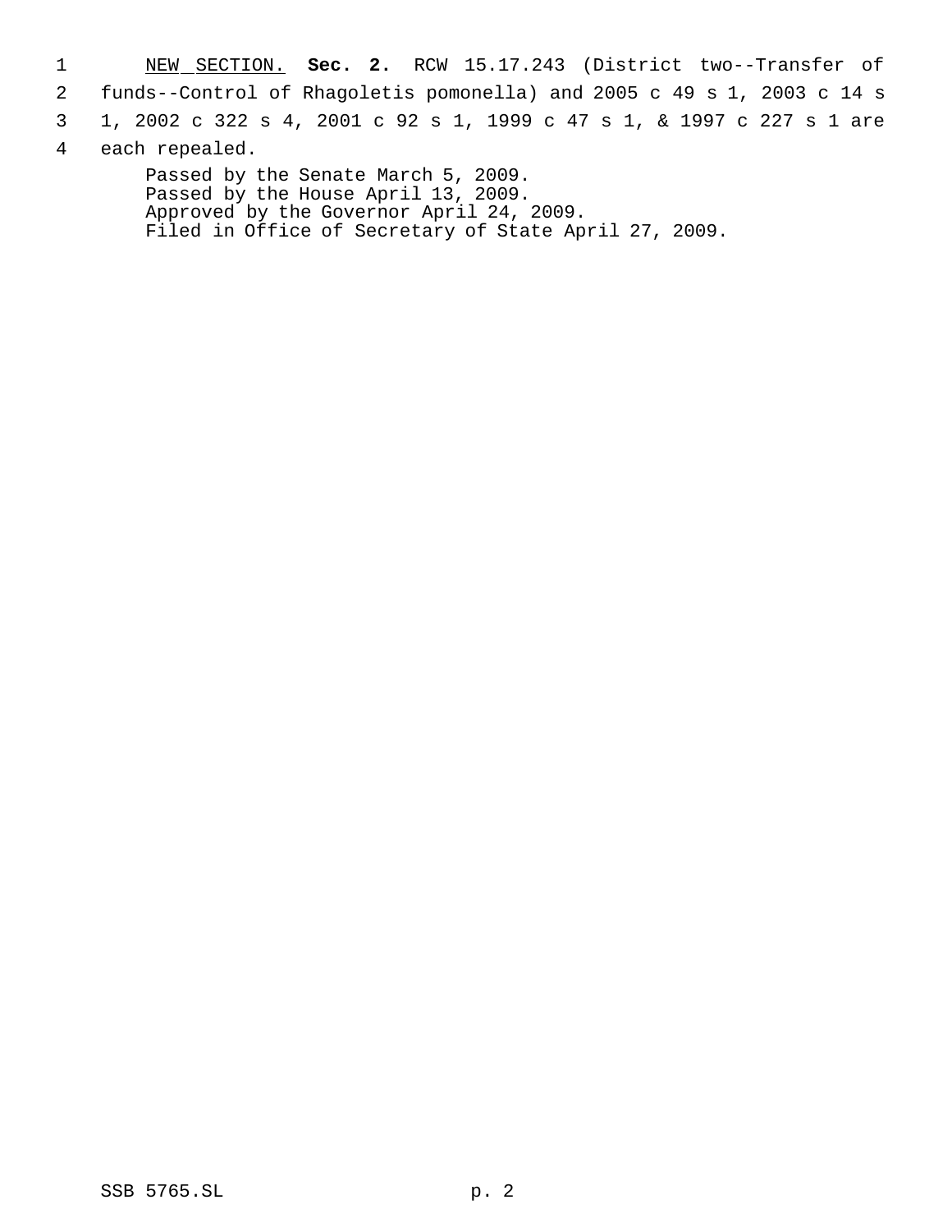NEW SECTION. **Sec. 2.** RCW 15.17.243 (District two--Transfer of funds--Control of Rhagoletis pomonella) and 2005 c 49 s 1, 2003 c 14 s 1, 2002 c 322 s 4, 2001 c 92 s 1, 1999 c 47 s 1, & 1997 c 227 s 1 are each repealed.

Passed by the Senate March 5, 2009.
Passed by the House April 13, 2009.
Approved by the Governor April 24, 2009.
Filed in Office of Secretary of State April 27, 2009.